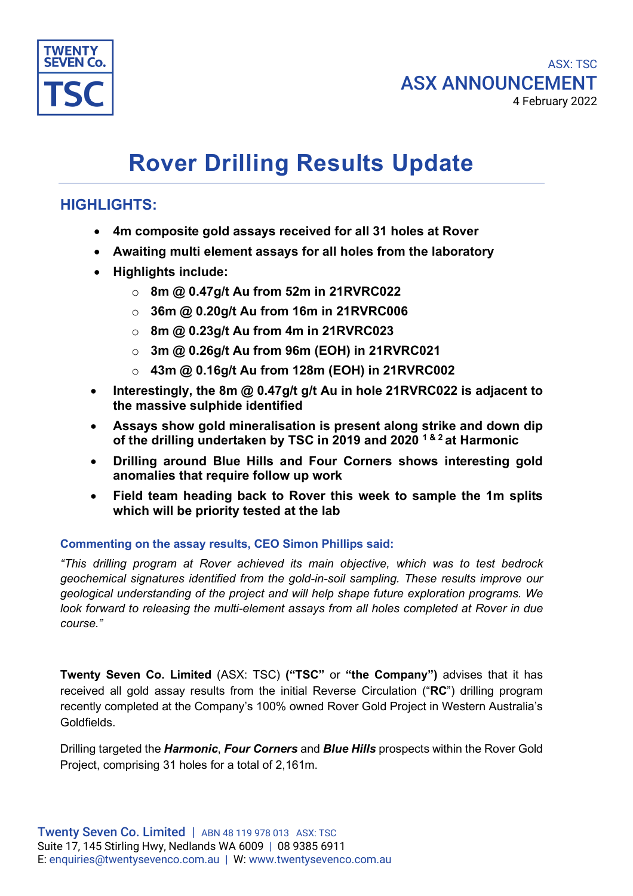ASX: TSC

ASX ANNOUNCEMENT

4 February 2022

# Rover Drilling Results Update

## HIGHLIGHTS:

- **4m composite gold assays received for all 31 holes at Rover**
- **Awaiting multi element assays for all holes from the laboratory**
- **Highlights include:**
  - **8m @ 0.47g/t Au from 52m in 21RVRC022**
  - **36m @ 0.20g/t Au from 16m in 21RVRC006**
  - **8m @ 0.23g/t Au from 4m in 21RVRC023**
  - **3m @ 0.26g/t Au from 96m (EOH) in 21RVRC021**
  - **43m @ 0.16g/t Au from 128m (EOH) in 21RVRC002**
- **Interestingly, the 8m @ 0.47g/t g/t Au in hole 21RVRC022 is adjacent to the massive sulphide identified**
- **Assays show gold mineralisation is present along strike and down dip of the drilling undertaken by TSC in 2019 and 2020 [1 & 2] at Harmonic**
- **Drilling around Blue Hills and Four Corners shows interesting gold anomalies that require follow up work**
- **Field team heading back to Rover this week to sample the 1m splits which will be priority tested at the lab**

**Commenting on the assay results, CEO Simon Phillips said:**

*"This drilling program at Rover achieved its main objective, which was to test bedrock geochemical signatures identified from the gold-in-soil sampling. These results improve our geological understanding of the project and will help shape future exploration programs. We look forward to releasing the multi-element assays from all holes completed at Rover in due course."*

**Twenty Seven Co. Limited** (ASX: TSC) **("TSC"** or **"the Company")** advises that it has received all gold assay results from the initial Reverse Circulation ("**RC**") drilling program recently completed at the Company's 100% owned Rover Gold Project in Western Australia's Goldfields.

Drilling targeted the ***Harmonic***, ***Four Corners*** and ***Blue Hills*** prospects within the Rover Gold Project, comprising 31 holes for a total of 2,161m.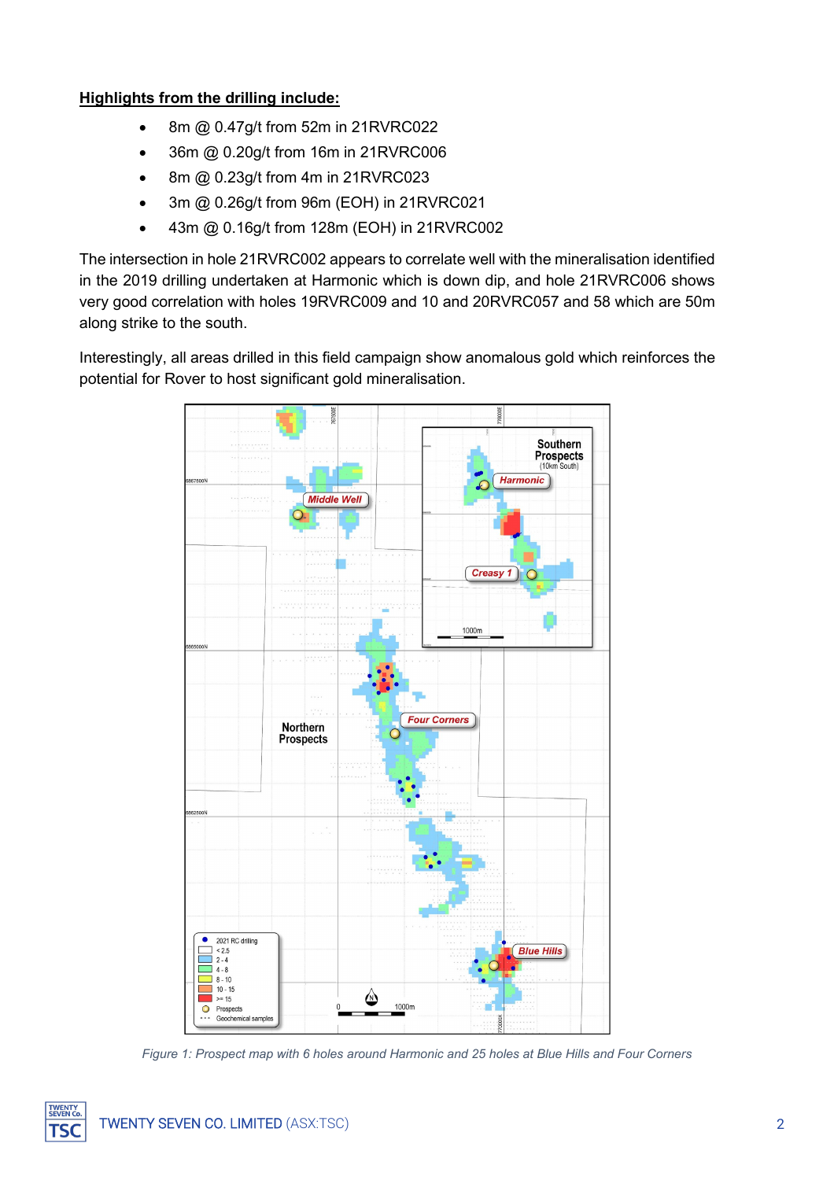**Highlights from the drilling include:**

- 8m @ 0.47g/t from 52m in 21RVRC022
- 36m @ 0.20g/t from 16m in 21RVRC006
- 8m @ 0.23g/t from 4m in 21RVRC023
- 3m @ 0.26g/t from 96m (EOH) in 21RVRC021
- 43m @ 0.16g/t from 128m (EOH) in 21RVRC002

The intersection in hole 21RVRC002 appears to correlate well with the mineralisation identified in the 2019 drilling undertaken at Harmonic which is down dip, and hole 21RVRC006 shows very good correlation with holes 19RVRC009 and 10 and 20RVRC057 and 58 which are 50m along strike to the south.

Interestingly, all areas drilled in this field campaign show anomalous gold which reinforces the potential for Rover to host significant gold mineralisation.

*Figure 1: Prospect map with 6 holes around Harmonic and 25 holes at Blue Hills and Four Corners*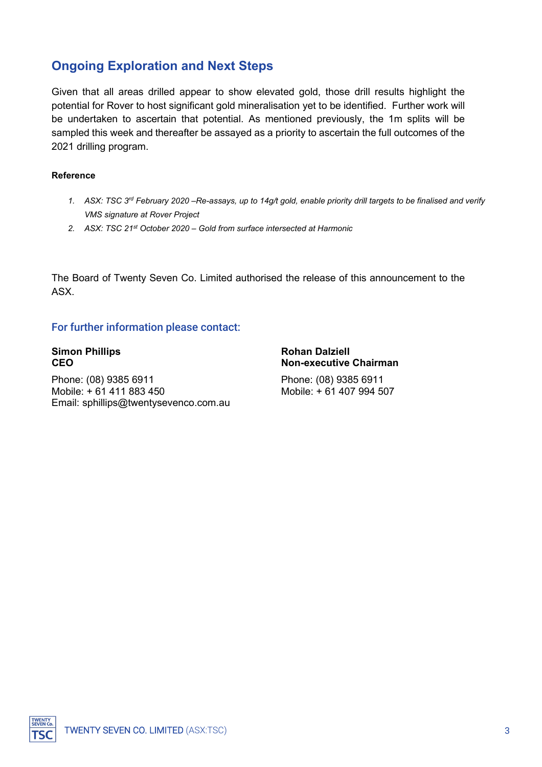## Ongoing Exploration and Next Steps

Given that all areas drilled appear to show elevated gold, those drill results highlight the potential for Rover to host significant gold mineralisation yet to be identified. Further work will be undertaken to ascertain that potential. As mentioned previously, the 1m splits will be sampled this week and thereafter be assayed as a priority to ascertain the full outcomes of the 2021 drilling program.

**Reference**

1. *ASX: TSC 3rd February 2020 –Re-assays, up to 14g/t gold, enable priority drill targets to be finalised and verify VMS signature at Rover Project*
2. *ASX: TSC 21st October 2020 – Gold from surface intersected at Harmonic*

The Board of Twenty Seven Co. Limited authorised the release of this announcement to the ASX.

### For further information please contact:

**Simon Phillips**
**CEO**

Phone: (08) 9385 6911
Mobile: + 61 411 883 450
Email: sphillips@twentysevenco.com.au

**Rohan Dalziell**
**Non-executive Chairman**

Phone: (08) 9385 6911
Mobile: + 61 407 994 507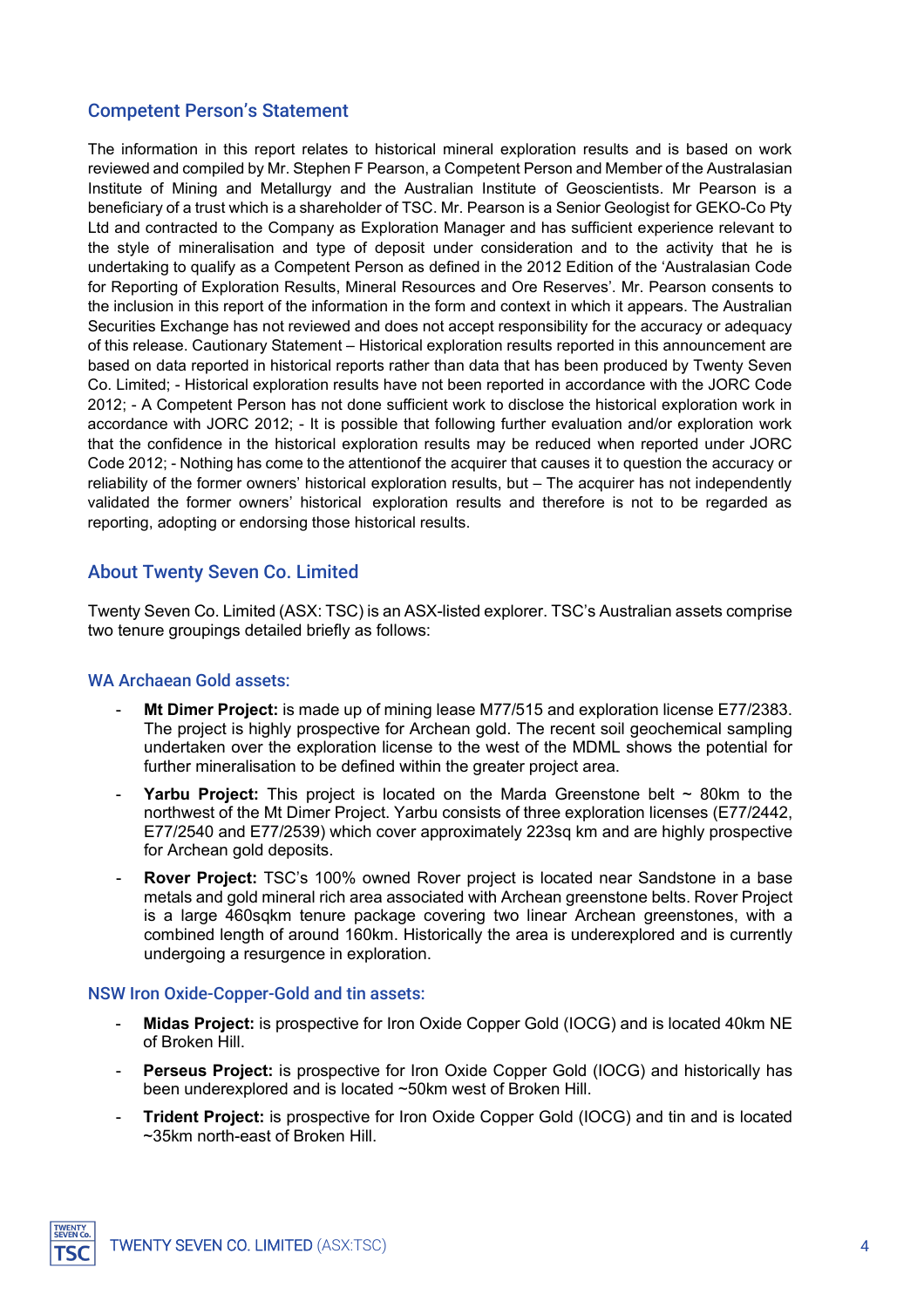## Competent Person's Statement

The information in this report relates to historical mineral exploration results and is based on work reviewed and compiled by Mr. Stephen F Pearson, a Competent Person and Member of the Australasian Institute of Mining and Metallurgy and the Australian Institute of Geoscientists. Mr Pearson is a beneficiary of a trust which is a shareholder of TSC. Mr. Pearson is a Senior Geologist for GEKO-Co Pty Ltd and contracted to the Company as Exploration Manager and has sufficient experience relevant to the style of mineralisation and type of deposit under consideration and to the activity that he is undertaking to qualify as a Competent Person as defined in the 2012 Edition of the 'Australasian Code for Reporting of Exploration Results, Mineral Resources and Ore Reserves'. Mr. Pearson consents to the inclusion in this report of the information in the form and context in which it appears. The Australian Securities Exchange has not reviewed and does not accept responsibility for the accuracy or adequacy of this release. Cautionary Statement – Historical exploration results reported in this announcement are based on data reported in historical reports rather than data that has been produced by Twenty Seven Co. Limited; - Historical exploration results have not been reported in accordance with the JORC Code 2012; - A Competent Person has not done sufficient work to disclose the historical exploration work in accordance with JORC 2012; - It is possible that following further evaluation and/or exploration work that the confidence in the historical exploration results may be reduced when reported under JORC Code 2012; - Nothing has come to the attentionof the acquirer that causes it to question the accuracy or reliability of the former owners' historical exploration results, but – The acquirer has not independently validated the former owners' historical exploration results and therefore is not to be regarded as reporting, adopting or endorsing those historical results.

## About Twenty Seven Co. Limited

Twenty Seven Co. Limited (ASX: TSC) is an ASX-listed explorer. TSC's Australian assets comprise two tenure groupings detailed briefly as follows:

### WA Archaean Gold assets:

- **Mt Dimer Project:** is made up of mining lease M77/515 and exploration license E77/2383. The project is highly prospective for Archean gold. The recent soil geochemical sampling undertaken over the exploration license to the west of the MDML shows the potential for further mineralisation to be defined within the greater project area.
- **Yarbu Project:** This project is located on the Marda Greenstone belt ~ 80km to the northwest of the Mt Dimer Project. Yarbu consists of three exploration licenses (E77/2442, E77/2540 and E77/2539) which cover approximately 223sq km and are highly prospective for Archean gold deposits.
- **Rover Project:** TSC's 100% owned Rover project is located near Sandstone in a base metals and gold mineral rich area associated with Archean greenstone belts. Rover Project is a large 460sqkm tenure package covering two linear Archean greenstones, with a combined length of around 160km. Historically the area is underexplored and is currently undergoing a resurgence in exploration.

### NSW Iron Oxide-Copper-Gold and tin assets:

- **Midas Project:** is prospective for Iron Oxide Copper Gold (IOCG) and is located 40km NE of Broken Hill.
- **Perseus Project:** is prospective for Iron Oxide Copper Gold (IOCG) and historically has been underexplored and is located ~50km west of Broken Hill.
- **Trident Project:** is prospective for Iron Oxide Copper Gold (IOCG) and tin and is located ~35km north-east of Broken Hill.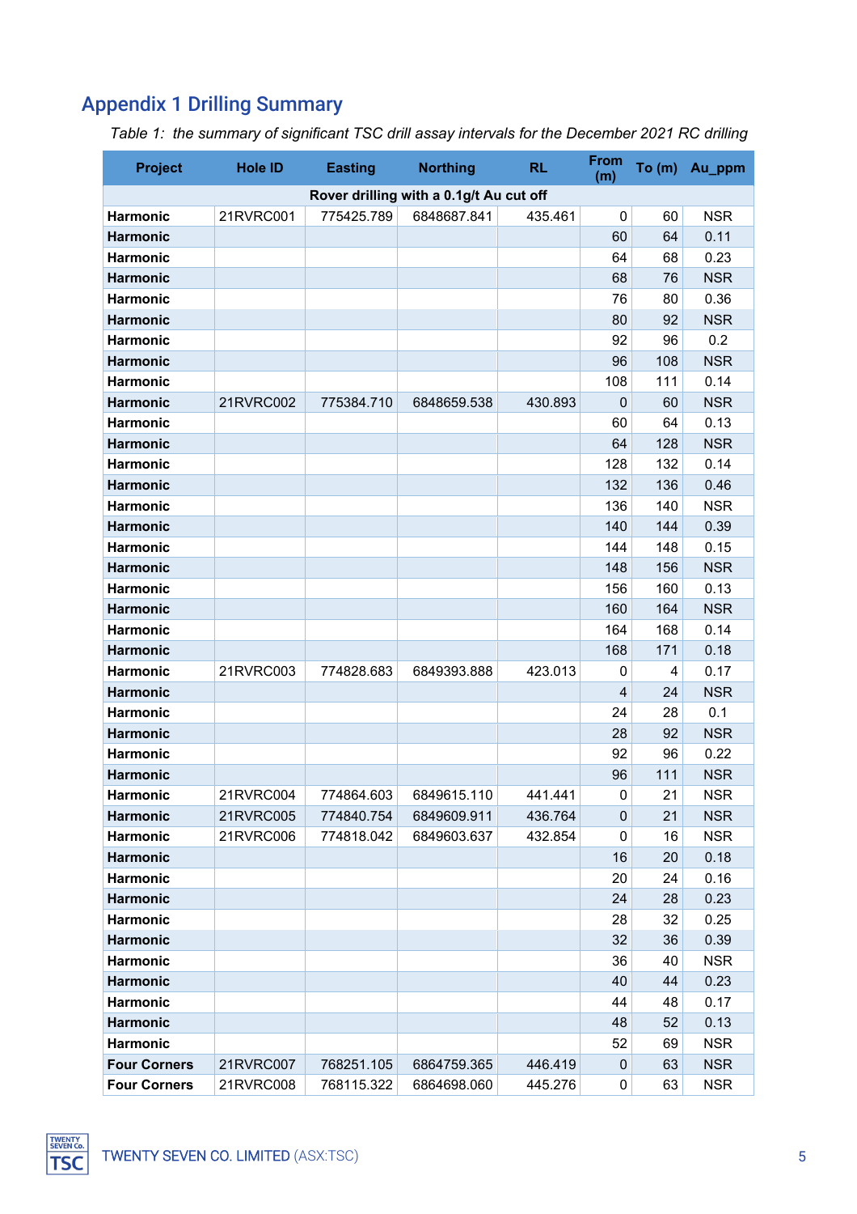## Appendix 1 Drilling Summary

*Table 1: the summary of significant TSC drill assay intervals for the December 2021 RC drilling*

| Project | Hole ID | Easting | Northing | RL | From (m) | To (m) | Au_ppm |
|---|---|---|---|---|---|---|---|
| Rover drilling with a 0.1g/t Au cut off | | | | | | | |
| **Harmonic** | 21RVRC001 | 775425.789 | 6848687.841 | 435.461 | 0 | 60 | NSR |
| **Harmonic** | | | | | 60 | 64 | 0.11 |
| **Harmonic** | | | | | 64 | 68 | 0.23 |
| **Harmonic** | | | | | 68 | 76 | NSR |
| **Harmonic** | | | | | 76 | 80 | 0.36 |
| **Harmonic** | | | | | 80 | 92 | NSR |
| **Harmonic** | | | | | 92 | 96 | 0.2 |
| **Harmonic** | | | | | 96 | 108 | NSR |
| **Harmonic** | | | | | 108 | 111 | 0.14 |
| **Harmonic** | 21RVRC002 | 775384.710 | 6848659.538 | 430.893 | 0 | 60 | NSR |
| **Harmonic** | | | | | 60 | 64 | 0.13 |
| **Harmonic** | | | | | 64 | 128 | NSR |
| **Harmonic** | | | | | 128 | 132 | 0.14 |
| **Harmonic** | | | | | 132 | 136 | 0.46 |
| **Harmonic** | | | | | 136 | 140 | NSR |
| **Harmonic** | | | | | 140 | 144 | 0.39 |
| **Harmonic** | | | | | 144 | 148 | 0.15 |
| **Harmonic** | | | | | 148 | 156 | NSR |
| **Harmonic** | | | | | 156 | 160 | 0.13 |
| **Harmonic** | | | | | 160 | 164 | NSR |
| **Harmonic** | | | | | 164 | 168 | 0.14 |
| **Harmonic** | | | | | 168 | 171 | 0.18 |
| **Harmonic** | 21RVRC003 | 774828.683 | 6849393.888 | 423.013 | 0 | 4 | 0.17 |
| **Harmonic** | | | | | 4 | 24 | NSR |
| **Harmonic** | | | | | 24 | 28 | 0.1 |
| **Harmonic** | | | | | 28 | 92 | NSR |
| **Harmonic** | | | | | 92 | 96 | 0.22 |
| **Harmonic** | | | | | 96 | 111 | NSR |
| **Harmonic** | 21RVRC004 | 774864.603 | 6849615.110 | 441.441 | 0 | 21 | NSR |
| **Harmonic** | 21RVRC005 | 774840.754 | 6849609.911 | 436.764 | 0 | 21 | NSR |
| **Harmonic** | 21RVRC006 | 774818.042 | 6849603.637 | 432.854 | 0 | 16 | NSR |
| **Harmonic** | | | | | 16 | 20 | 0.18 |
| **Harmonic** | | | | | 20 | 24 | 0.16 |
| **Harmonic** | | | | | 24 | 28 | 0.23 |
| **Harmonic** | | | | | 28 | 32 | 0.25 |
| **Harmonic** | | | | | 32 | 36 | 0.39 |
| **Harmonic** | | | | | 36 | 40 | NSR |
| **Harmonic** | | | | | 40 | 44 | 0.23 |
| **Harmonic** | | | | | 44 | 48 | 0.17 |
| **Harmonic** | | | | | 48 | 52 | 0.13 |
| **Harmonic** | | | | | 52 | 69 | NSR |
| **Four Corners** | 21RVRC007 | 768251.105 | 6864759.365 | 446.419 | 0 | 63 | NSR |
| **Four Corners** | 21RVRC008 | 768115.322 | 6864698.060 | 445.276 | 0 | 63 | NSR |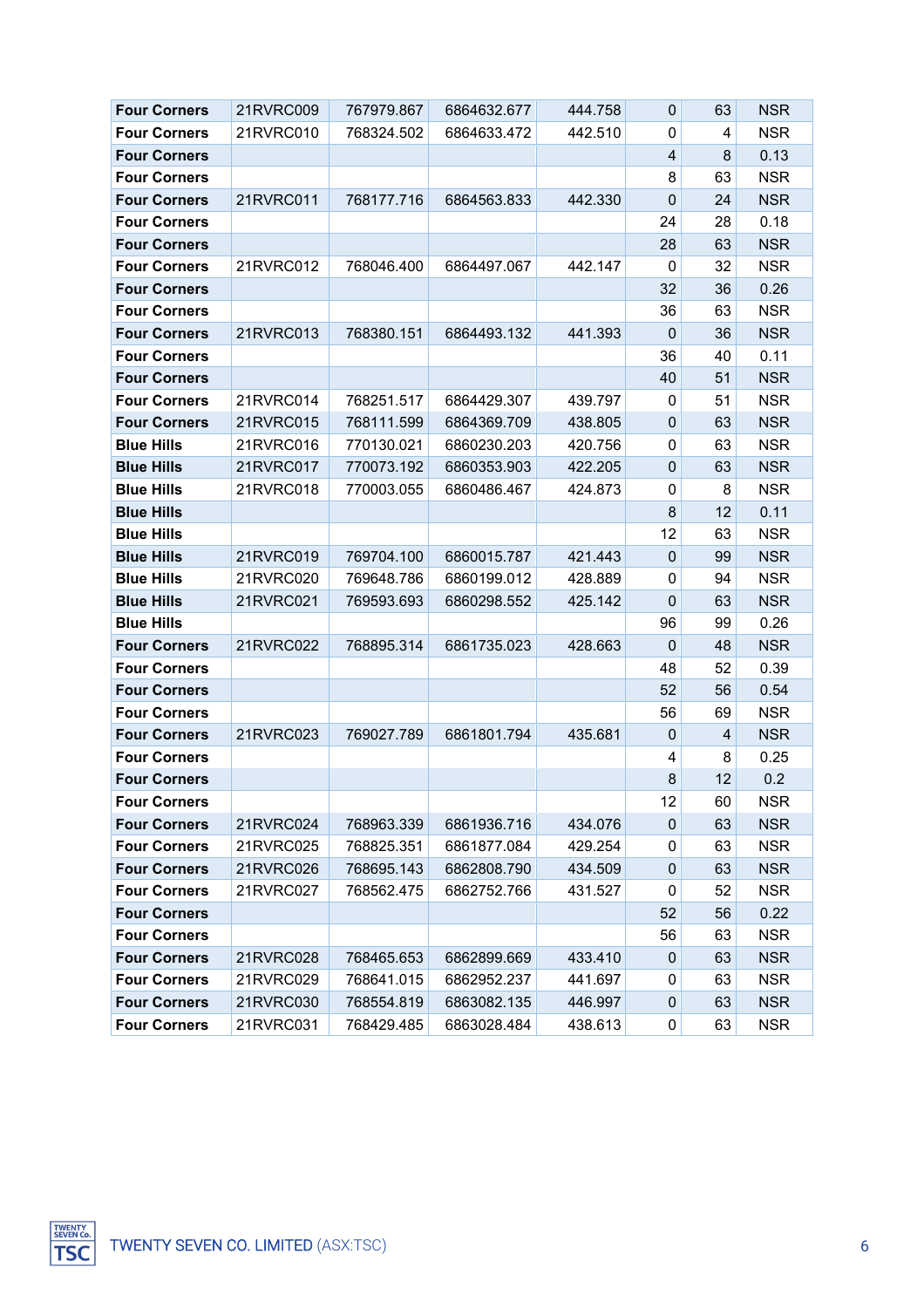| Four Corners | 21RVRC009 | 767979.867 | 6864632.677 | 444.758 | 0 | 63 | NSR |
|---|---|---|---|---|---|---|---|
| Four Corners | 21RVRC010 | 768324.502 | 6864633.472 | 442.510 | 0 | 4 | NSR |
| Four Corners | | | | | 4 | 8 | 0.13 |
| Four Corners | | | | | 8 | 63 | NSR |
| Four Corners | 21RVRC011 | 768177.716 | 6864563.833 | 442.330 | 0 | 24 | NSR |
| Four Corners | | | | | 24 | 28 | 0.18 |
| Four Corners | | | | | 28 | 63 | NSR |
| Four Corners | 21RVRC012 | 768046.400 | 6864497.067 | 442.147 | 0 | 32 | NSR |
| Four Corners | | | | | 32 | 36 | 0.26 |
| Four Corners | | | | | 36 | 63 | NSR |
| Four Corners | 21RVRC013 | 768380.151 | 6864493.132 | 441.393 | 0 | 36 | NSR |
| Four Corners | | | | | 36 | 40 | 0.11 |
| Four Corners | | | | | 40 | 51 | NSR |
| Four Corners | 21RVRC014 | 768251.517 | 6864429.307 | 439.797 | 0 | 51 | NSR |
| Four Corners | 21RVRC015 | 768111.599 | 6864369.709 | 438.805 | 0 | 63 | NSR |
| Blue Hills | 21RVRC016 | 770130.021 | 6860230.203 | 420.756 | 0 | 63 | NSR |
| Blue Hills | 21RVRC017 | 770073.192 | 6860353.903 | 422.205 | 0 | 63 | NSR |
| Blue Hills | 21RVRC018 | 770003.055 | 6860486.467 | 424.873 | 0 | 8 | NSR |
| Blue Hills | | | | | 8 | 12 | 0.11 |
| Blue Hills | | | | | 12 | 63 | NSR |
| Blue Hills | 21RVRC019 | 769704.100 | 6860015.787 | 421.443 | 0 | 99 | NSR |
| Blue Hills | 21RVRC020 | 769648.786 | 6860199.012 | 428.889 | 0 | 94 | NSR |
| Blue Hills | 21RVRC021 | 769593.693 | 6860298.552 | 425.142 | 0 | 63 | NSR |
| Blue Hills | | | | | 96 | 99 | 0.26 |
| Four Corners | 21RVRC022 | 768895.314 | 6861735.023 | 428.663 | 0 | 48 | NSR |
| Four Corners | | | | | 48 | 52 | 0.39 |
| Four Corners | | | | | 52 | 56 | 0.54 |
| Four Corners | | | | | 56 | 69 | NSR |
| Four Corners | 21RVRC023 | 769027.789 | 6861801.794 | 435.681 | 0 | 4 | NSR |
| Four Corners | | | | | 4 | 8 | 0.25 |
| Four Corners | | | | | 8 | 12 | 0.2 |
| Four Corners | | | | | 12 | 60 | NSR |
| Four Corners | 21RVRC024 | 768963.339 | 6861936.716 | 434.076 | 0 | 63 | NSR |
| Four Corners | 21RVRC025 | 768825.351 | 6861877.084 | 429.254 | 0 | 63 | NSR |
| Four Corners | 21RVRC026 | 768695.143 | 6862808.790 | 434.509 | 0 | 63 | NSR |
| Four Corners | 21RVRC027 | 768562.475 | 6862752.766 | 431.527 | 0 | 52 | NSR |
| Four Corners | | | | | 52 | 56 | 0.22 |
| Four Corners | | | | | 56 | 63 | NSR |
| Four Corners | 21RVRC028 | 768465.653 | 6862899.669 | 433.410 | 0 | 63 | NSR |
| Four Corners | 21RVRC029 | 768641.015 | 6862952.237 | 441.697 | 0 | 63 | NSR |
| Four Corners | 21RVRC030 | 768554.819 | 6863082.135 | 446.997 | 0 | 63 | NSR |
| Four Corners | 21RVRC031 | 768429.485 | 6863028.484 | 438.613 | 0 | 63 | NSR |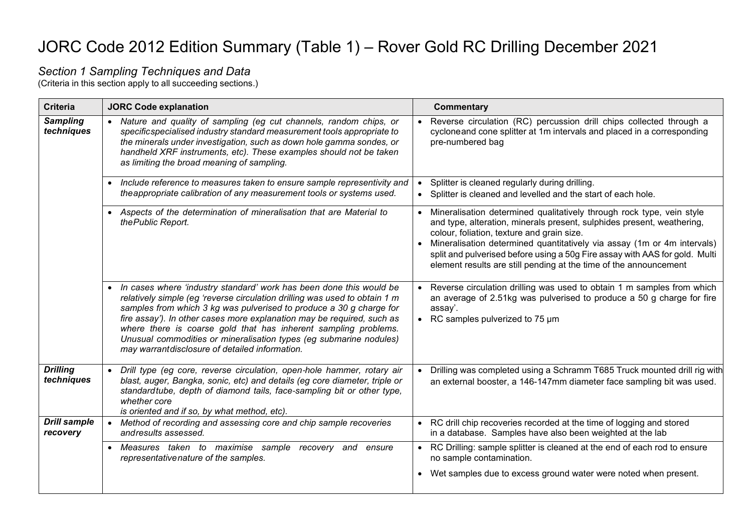# JORC Code 2012 Edition Summary (Table 1) – Rover Gold RC Drilling December 2021

*Section 1 Sampling Techniques and Data*

(Criteria in this section apply to all succeeding sections.)

| Criteria | JORC Code explanation | Commentary |
|---|---|---|
| ***Sampling techniques*** | • *Nature and quality of sampling (eg cut channels, random chips, or specificspecialised industry standard measurement tools appropriate to the minerals under investigation, such as down hole gamma sondes, or handheld XRF instruments, etc). These examples should not be taken as limiting the broad meaning of sampling.* | • Reverse circulation (RC) percussion drill chips collected through a cycloneand cone splitter at 1m intervals and placed in a corresponding pre-numbered bag |
| | • *Include reference to measures taken to ensure sample representivity and theappropriate calibration of any measurement tools or systems used.* | • Splitter is cleaned regularly during drilling.<br>• Splitter is cleaned and levelled and the start of each hole. |
| | • *Aspects of the determination of mineralisation that are Material to thePublic Report.* | • Mineralisation determined qualitatively through rock type, vein style and type, alteration, minerals present, sulphides present, weathering, colour, foliation, texture and grain size.<br>• Mineralisation determined quantitatively via assay (1m or 4m intervals) split and pulverised before using a 50g Fire assay with AAS for gold. Multi element results are still pending at the time of the announcement |
| | • *In cases where 'industry standard' work has been done this would be relatively simple (eg 'reverse circulation drilling was used to obtain 1 m samples from which 3 kg was pulverised to produce a 30 g charge for fire assay'). In other cases more explanation may be required, such as where there is coarse gold that has inherent sampling problems. Unusual commodities or mineralisation types (eg submarine nodules) may warrantdisclosure of detailed information.* | • Reverse circulation drilling was used to obtain 1 m samples from which an average of 2.51kg was pulverised to produce a 50 g charge for fire assay'.<br>• RC samples pulverized to 75 µm |
| ***Drilling techniques*** | • *Drill type (eg core, reverse circulation, open-hole hammer, rotary air blast, auger, Bangka, sonic, etc) and details (eg core diameter, triple or standardtube, depth of diamond tails, face-sampling bit or other type, whether core is oriented and if so, by what method, etc).* | • Drilling was completed using a Schramm T685 Truck mounted drill rig with an external booster, a 146-147mm diameter face sampling bit was used. |
| ***Drill sample recovery*** | • *Method of recording and assessing core and chip sample recoveries andresults assessed.* | • RC drill chip recoveries recorded at the time of logging and stored in a database. Samples have also been weighted at the lab |
| | • *Measures taken to maximise sample recovery and ensure representativenature of the samples.* | • RC Drilling: sample splitter is cleaned at the end of each rod to ensure no sample contamination.<br>• Wet samples due to excess ground water were noted when present. |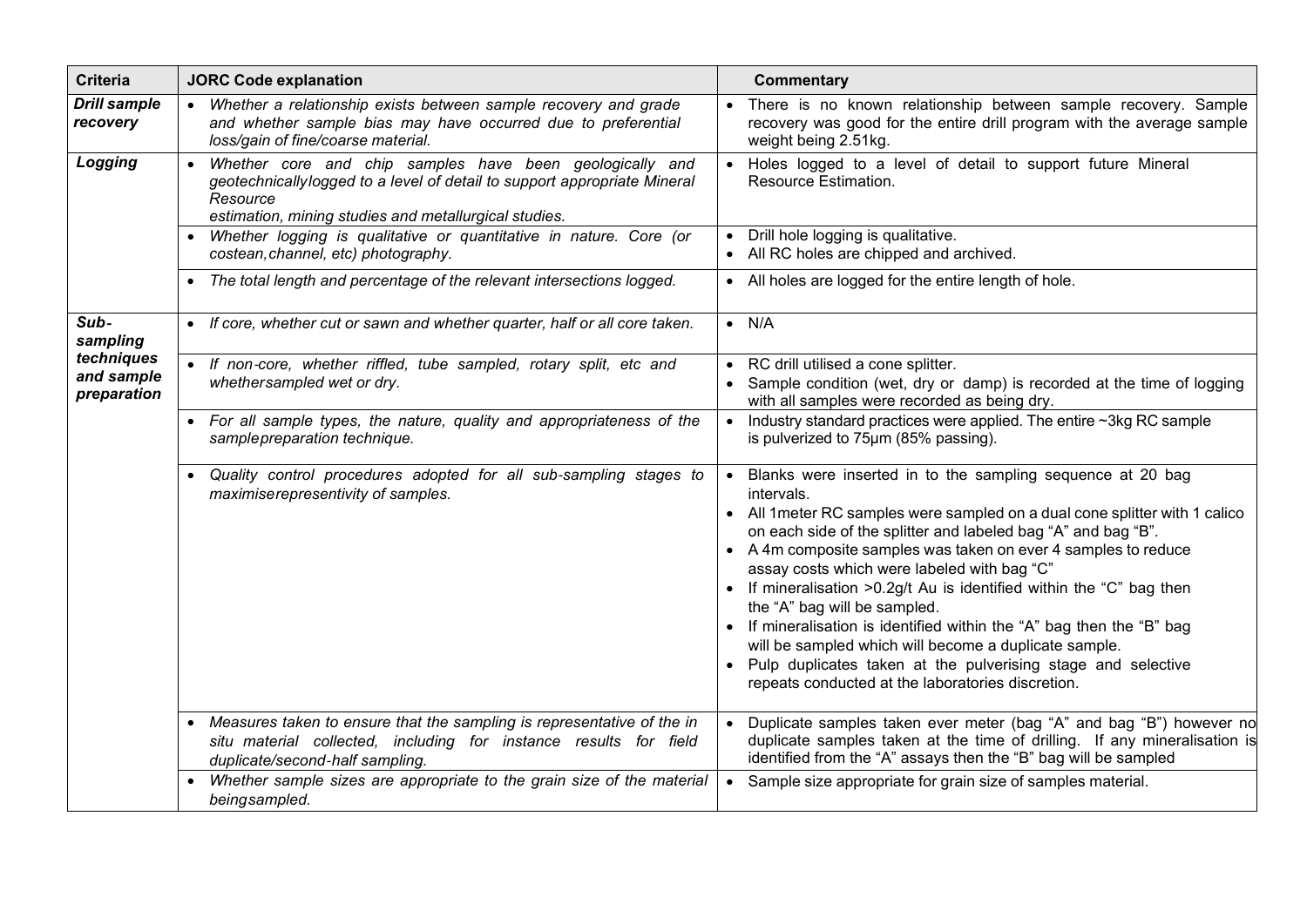| Criteria | JORC Code explanation | Commentary |
|---|---|---|
| ***Drill sample recovery*** | • *Whether a relationship exists between sample recovery and grade and whether sample bias may have occurred due to preferential loss/gain of fine/coarse material.* | • There is no known relationship between sample recovery. Sample recovery was good for the entire drill program with the average sample weight being 2.51kg. |
| ***Logging*** | • *Whether core and chip samples have been geologically and geotechnicallylogged to a level of detail to support appropriate Mineral Resource estimation, mining studies and metallurgical studies.* | • Holes logged to a level of detail to support future Mineral Resource Estimation. |
| | • *Whether logging is qualitative or quantitative in nature. Core (or costean,channel, etc) photography.* | • Drill hole logging is qualitative.<br>• All RC holes are chipped and archived. |
| | • *The total length and percentage of the relevant intersections logged.* | • All holes are logged for the entire length of hole. |
| ***Sub-sampling techniques and sample preparation*** | • *If core, whether cut or sawn and whether quarter, half or all core taken.* | • N/A |
| | • *If non-core, whether riffled, tube sampled, rotary split, etc and whethersampled wet or dry.* | • RC drill utilised a cone splitter.<br>• Sample condition (wet, dry or damp) is recorded at the time of logging with all samples were recorded as being dry. |
| | • *For all sample types, the nature, quality and appropriateness of the samplepreparation technique.* | • Industry standard practices were applied. The entire ~3kg RC sample is pulverized to 75µm (85% passing). |
| | • *Quality control procedures adopted for all sub-sampling stages to maximiserepresentivity of samples.* | • Blanks were inserted in to the sampling sequence at 20 bag intervals.<br>• All 1meter RC samples were sampled on a dual cone splitter with 1 calico on each side of the splitter and labeled bag "A" and bag "B".<br>• A 4m composite samples was taken on ever 4 samples to reduce assay costs which were labeled with bag "C"<br>• If mineralisation >0.2g/t Au is identified within the "C" bag then the "A" bag will be sampled.<br>• If mineralisation is identified within the "A" bag then the "B" bag will be sampled which will become a duplicate sample.<br>• Pulp duplicates taken at the pulverising stage and selective repeats conducted at the laboratories discretion. |
| | • *Measures taken to ensure that the sampling is representative of the in situ material collected, including for instance results for field duplicate/second-half sampling.* | • Duplicate samples taken ever meter (bag "A" and bag "B") however no duplicate samples taken at the time of drilling. If any mineralisation is identified from the "A" assays then the "B" bag will be sampled |
| | • *Whether sample sizes are appropriate to the grain size of the material beingsampled.* | • Sample size appropriate for grain size of samples material. |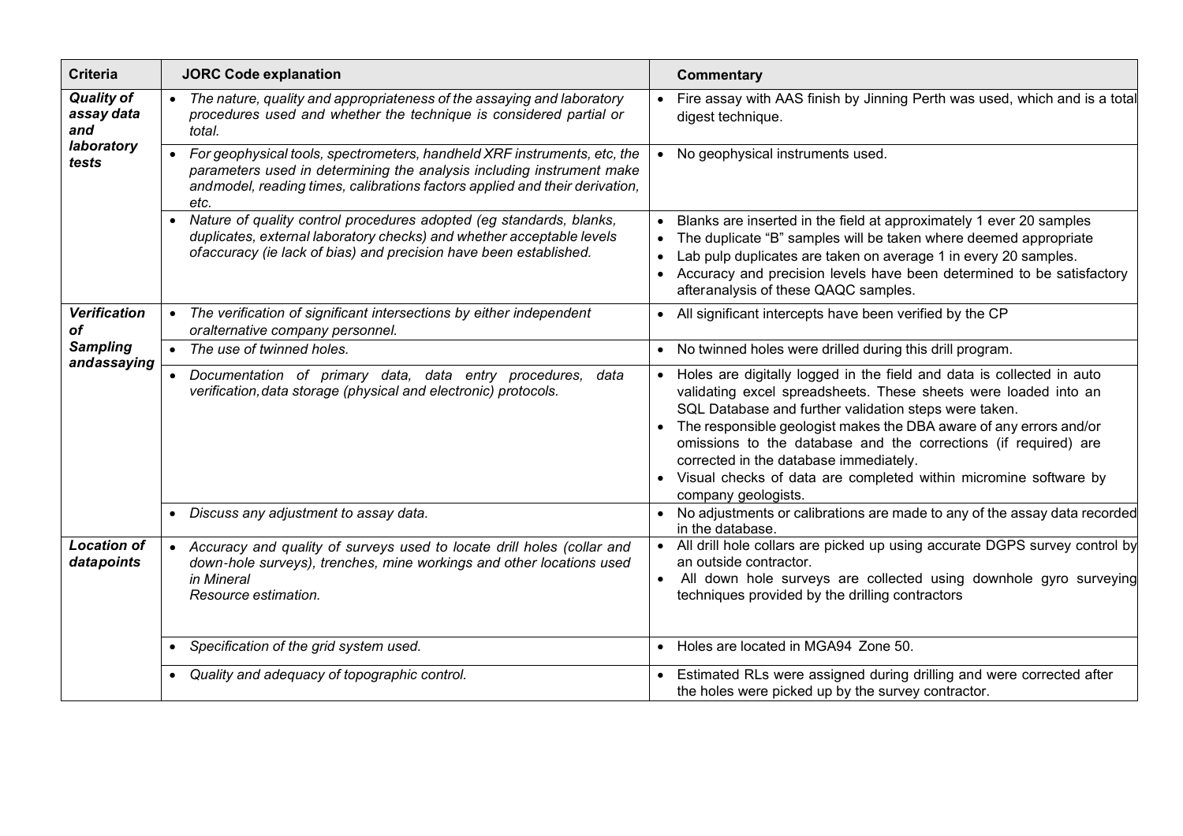| Criteria | JORC Code explanation | Commentary |
| --- | --- | --- |
| ***Quality of assay data and laboratory tests*** | • *The nature, quality and appropriateness of the assaying and laboratory procedures used and whether the technique is considered partial or total.* | • Fire assay with AAS finish by Jinning Perth was used, which and is a total digest technique. |
| | • *For geophysical tools, spectrometers, handheld XRF instruments, etc, the parameters used in determining the analysis including instrument make andmodel, reading times, calibrations factors applied and their derivation, etc.* | • No geophysical instruments used. |
| | • *Nature of quality control procedures adopted (eg standards, blanks, duplicates, external laboratory checks) and whether acceptable levels ofaccuracy (ie lack of bias) and precision have been established.* | • Blanks are inserted in the field at approximately 1 ever 20 samples<br>• The duplicate "B" samples will be taken where deemed appropriate<br>• Lab pulp duplicates are taken on average 1 in every 20 samples.<br>• Accuracy and precision levels have been determined to be satisfactory afteranalysis of these QAQC samples. |
| ***Verification of Sampling andassaying*** | • *The verification of significant intersections by either independent oralternative company personnel.* | • All significant intercepts have been verified by the CP |
| | • *The use of twinned holes.* | • No twinned holes were drilled during this drill program. |
| | • *Documentation of primary data, data entry procedures, data verification,data storage (physical and electronic) protocols.* | • Holes are digitally logged in the field and data is collected in auto validating excel spreadsheets. These sheets were loaded into an SQL Database and further validation steps were taken.<br>• The responsible geologist makes the DBA aware of any errors and/or omissions to the database and the corrections (if required) are corrected in the database immediately.<br>• Visual checks of data are completed within micromine software by company geologists. |
| | • *Discuss any adjustment to assay data.* | • No adjustments or calibrations are made to any of the assay data recorded in the database. |
| ***Location of datapoints*** | • *Accuracy and quality of surveys used to locate drill holes (collar and down-hole surveys), trenches, mine workings and other locations used in Mineral Resource estimation.* | • All drill hole collars are picked up using accurate DGPS survey control by an outside contractor.<br>• All down hole surveys are collected using downhole gyro surveying techniques provided by the drilling contractors |
| | • *Specification of the grid system used.* | • Holes are located in MGA94 Zone 50. |
| | • *Quality and adequacy of topographic control.* | • Estimated RLs were assigned during drilling and were corrected after the holes were picked up by the survey contractor. |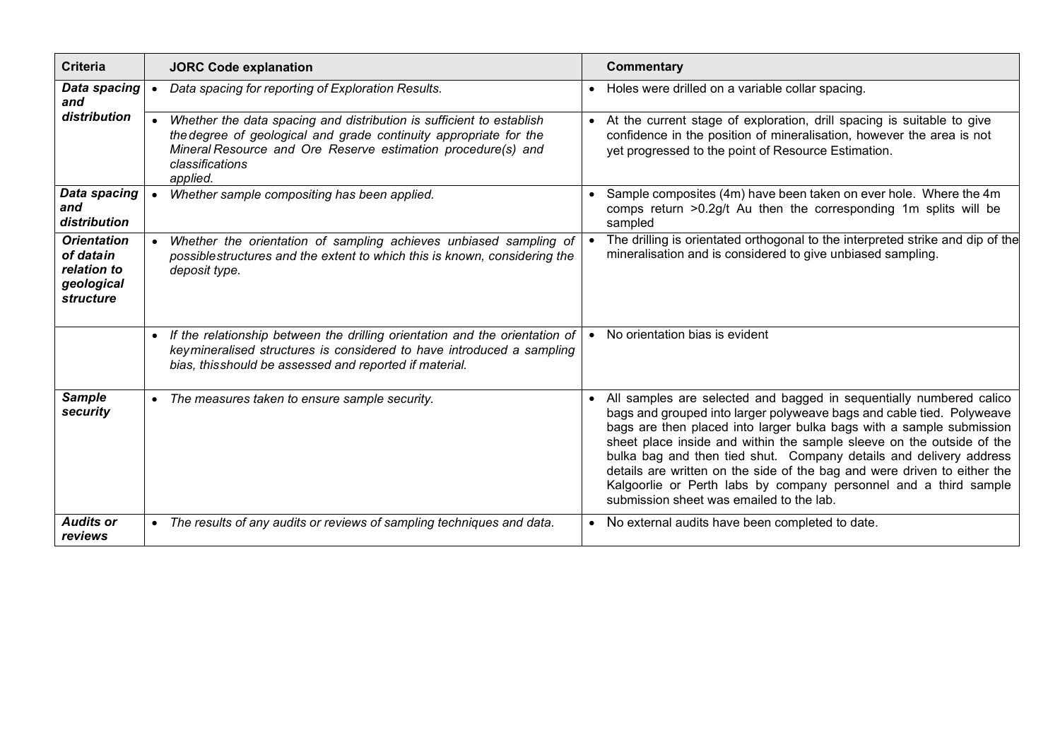| Criteria | JORC Code explanation | Commentary |
|---|---|---|
| ***Data spacing and distribution*** | • *Data spacing for reporting of Exploration Results.* | • Holes were drilled on a variable collar spacing. |
| | • *Whether the data spacing and distribution is sufficient to establish the degree of geological and grade continuity appropriate for the Mineral Resource and Ore Reserve estimation procedure(s) and classifications applied.* | • At the current stage of exploration, drill spacing is suitable to give confidence in the position of mineralisation, however the area is not yet progressed to the point of Resource Estimation. |
| ***Data spacing and distribution*** | • *Whether sample compositing has been applied.* | • Sample composites (4m) have been taken on ever hole. Where the 4m comps return >0.2g/t Au then the corresponding 1m splits will be sampled |
| ***Orientation of data in relation to geological structure*** | • *Whether the orientation of sampling achieves unbiased sampling of possible structures and the extent to which this is known, considering the deposit type.* | • The drilling is orientated orthogonal to the interpreted strike and dip of the mineralisation and is considered to give unbiased sampling. |
| | • *If the relationship between the drilling orientation and the orientation of key mineralised structures is considered to have introduced a sampling bias, this should be assessed and reported if material.* | • No orientation bias is evident |
| ***Sample security*** | • *The measures taken to ensure sample security.* | • All samples are selected and bagged in sequentially numbered calico bags and grouped into larger polyweave bags and cable tied. Polyweave bags are then placed into larger bulka bags with a sample submission sheet place inside and within the sample sleeve on the outside of the bulka bag and then tied shut. Company details and delivery address details are written on the side of the bag and were driven to either the Kalgoorlie or Perth labs by company personnel and a third sample submission sheet was emailed to the lab. |
| ***Audits or reviews*** | • *The results of any audits or reviews of sampling techniques and data.* | • No external audits have been completed to date. |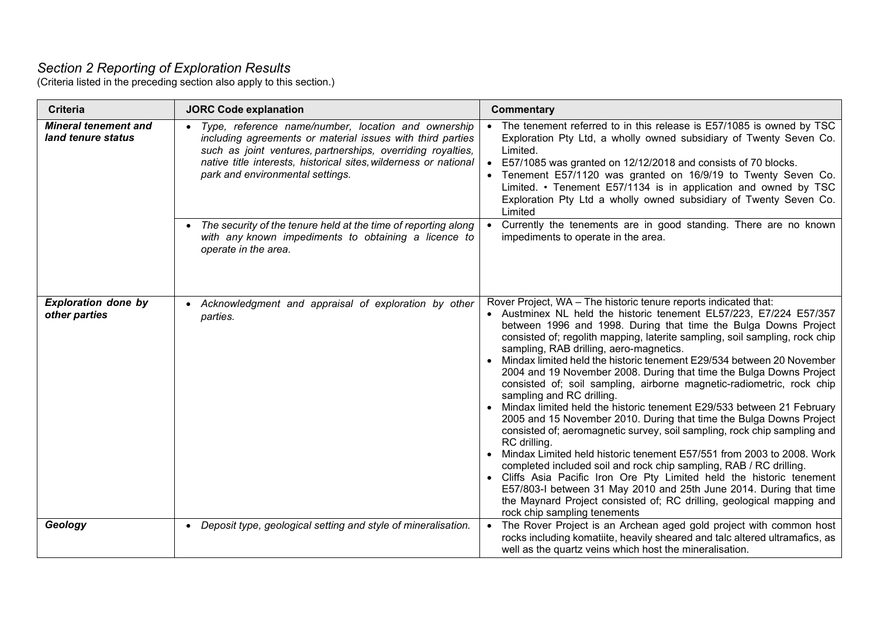## *Section 2 Reporting of Exploration Results*

(Criteria listed in the preceding section also apply to this section.)

| Criteria | JORC Code explanation | Commentary |
|---|---|---|
| ***Mineral tenement and land tenure status*** | • *Type, reference name/number, location and ownership including agreements or material issues with third parties such as joint ventures, partnerships, overriding royalties, native title interests, historical sites, wilderness or national park and environmental settings.* | • The tenement referred to in this release is E57/1085 is owned by TSC Exploration Pty Ltd, a wholly owned subsidiary of Twenty Seven Co. Limited.<br>• E57/1085 was granted on 12/12/2018 and consists of 70 blocks.<br>• Tenement E57/1120 was granted on 16/9/19 to Twenty Seven Co. Limited. • Tenement E57/1134 is in application and owned by TSC Exploration Pty Ltd a wholly owned subsidiary of Twenty Seven Co. Limited |
| | • *The security of the tenure held at the time of reporting along with any known impediments to obtaining a licence to operate in the area.* | • Currently the tenements are in good standing. There are no known impediments to operate in the area. |
| ***Exploration done by other parties*** | • *Acknowledgment and appraisal of exploration by other parties.* | Rover Project, WA – The historic tenure reports indicated that:<br>• Austminex NL held the historic tenement EL57/223, E7/224 E57/357 between 1996 and 1998. During that time the Bulga Downs Project consisted of; regolith mapping, laterite sampling, soil sampling, rock chip sampling, RAB drilling, aero-magnetics.<br>• Mindax limited held the historic tenement E29/534 between 20 November 2004 and 19 November 2008. During that time the Bulga Downs Project consisted of; soil sampling, airborne magnetic-radiometric, rock chip sampling and RC drilling.<br>• Mindax limited held the historic tenement E29/533 between 21 February 2005 and 15 November 2010. During that time the Bulga Downs Project consisted of; aeromagnetic survey, soil sampling, rock chip sampling and RC drilling.<br>• Mindax Limited held historic tenement E57/551 from 2003 to 2008. Work completed included soil and rock chip sampling, RAB / RC drilling.<br>• Cliffs Asia Pacific Iron Ore Pty Limited held the historic tenement E57/803-I between 31 May 2010 and 25th June 2014. During that time the Maynard Project consisted of; RC drilling, geological mapping and rock chip sampling tenements |
| ***Geology*** | • *Deposit type, geological setting and style of mineralisation.* | • The Rover Project is an Archean aged gold project with common host rocks including komatiite, heavily sheared and talc altered ultramafics, as well as the quartz veins which host the mineralisation. |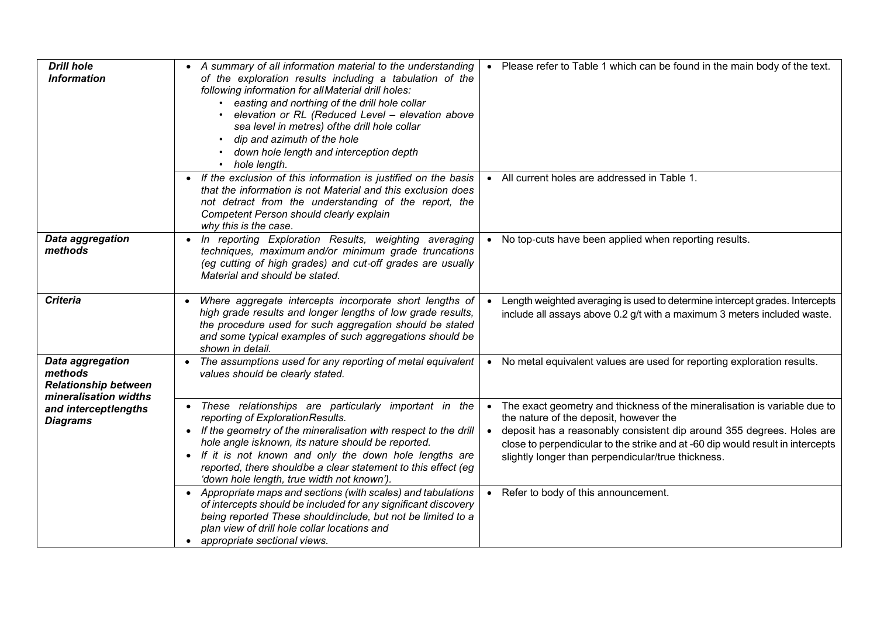| | | |
|---|---|---|
| ***Drill hole Information*** | • *A summary of all information material to the understanding of the exploration results including a tabulation of the following information for allMaterial drill holes:*<br>• *easting and northing of the drill hole collar*<br>• *elevation or RL (Reduced Level – elevation above sea level in metres) ofthe drill hole collar*<br>• *dip and azimuth of the hole*<br>• *down hole length and interception depth*<br>• *hole length.* | • Please refer to Table 1 which can be found in the main body of the text. |
| | • *If the exclusion of this information is justified on the basis that the information is not Material and this exclusion does not detract from the understanding of the report, the Competent Person should clearly explain why this is the case.* | • All current holes are addressed in Table 1. |
| ***Data aggregation methods*** | • *In reporting Exploration Results, weighting averaging techniques, maximum and/or minimum grade truncations (eg cutting of high grades) and cut-off grades are usually Material and should be stated.* | • No top-cuts have been applied when reporting results. |
| ***Criteria*** | • *Where aggregate intercepts incorporate short lengths of high grade results and longer lengths of low grade results, the procedure used for such aggregation should be stated and some typical examples of such aggregations should be shown in detail.* | • Length weighted averaging is used to determine intercept grades. Intercepts include all assays above 0.2 g/t with a maximum 3 meters included waste. |
| ***Data aggregation methods Relationship between mineralisation widths and interceptlengths Diagrams*** | • *The assumptions used for any reporting of metal equivalent values should be clearly stated.* | • No metal equivalent values are used for reporting exploration results. |
| | • *These relationships are particularly important in the reporting of ExplorationResults.*<br>• *If the geometry of the mineralisation with respect to the drill hole angle isknown, its nature should be reported.*<br>• *If it is not known and only the down hole lengths are reported, there shouldbe a clear statement to this effect (eg 'down hole length, true width not known').* | • The exact geometry and thickness of the mineralisation is variable due to the nature of the deposit, however the<br>• deposit has a reasonably consistent dip around 355 degrees. Holes are close to perpendicular to the strike and at -60 dip would result in intercepts slightly longer than perpendicular/true thickness. |
| | • *Appropriate maps and sections (with scales) and tabulations of intercepts should be included for any significant discovery being reported These shouldinclude, but not be limited to a plan view of drill hole collar locations and*<br>• *appropriate sectional views.* | • Refer to body of this announcement. |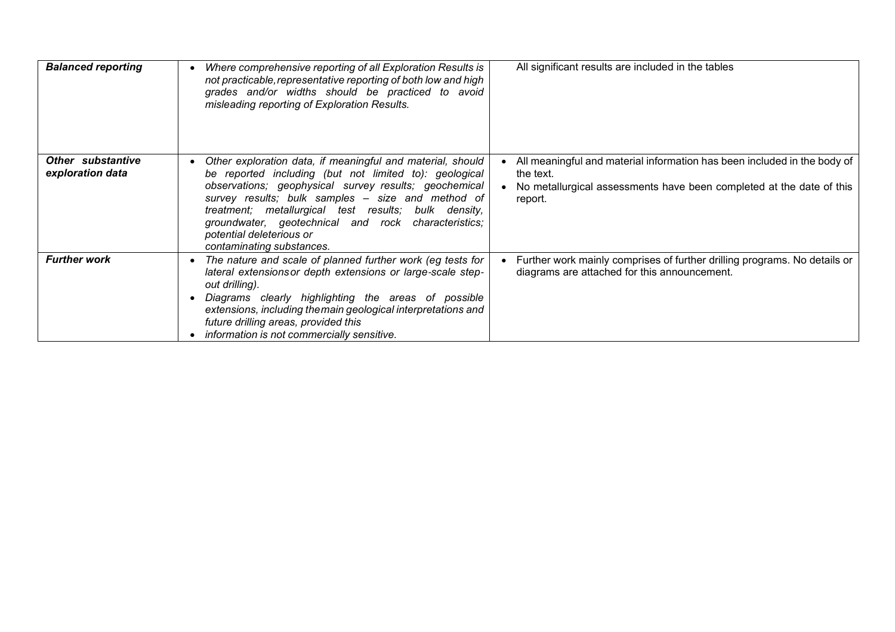| | | |
|---|---|---|
| ***Balanced reporting*** | • *Where comprehensive reporting of all Exploration Results is not practicable, representative reporting of both low and high grades and/or widths should be practiced to avoid misleading reporting of Exploration Results.* | All significant results are included in the tables |
| ***Other substantive exploration data*** | • *Other exploration data, if meaningful and material, should be reported including (but not limited to): geological observations; geophysical survey results; geochemical survey results; bulk samples – size and method of treatment; metallurgical test results; bulk density, groundwater, geotechnical and rock characteristics; potential deleterious or contaminating substances.* | • All meaningful and material information has been included in the body of the text.<br>• No metallurgical assessments have been completed at the date of this report. |
| ***Further work*** | • *The nature and scale of planned further work (eg tests for lateral extensions or depth extensions or large-scale step-out drilling).*<br>• *Diagrams clearly highlighting the areas of possible extensions, including the main geological interpretations and future drilling areas, provided this*<br>• *information is not commercially sensitive.* | • Further work mainly comprises of further drilling programs. No details or diagrams are attached for this announcement. |